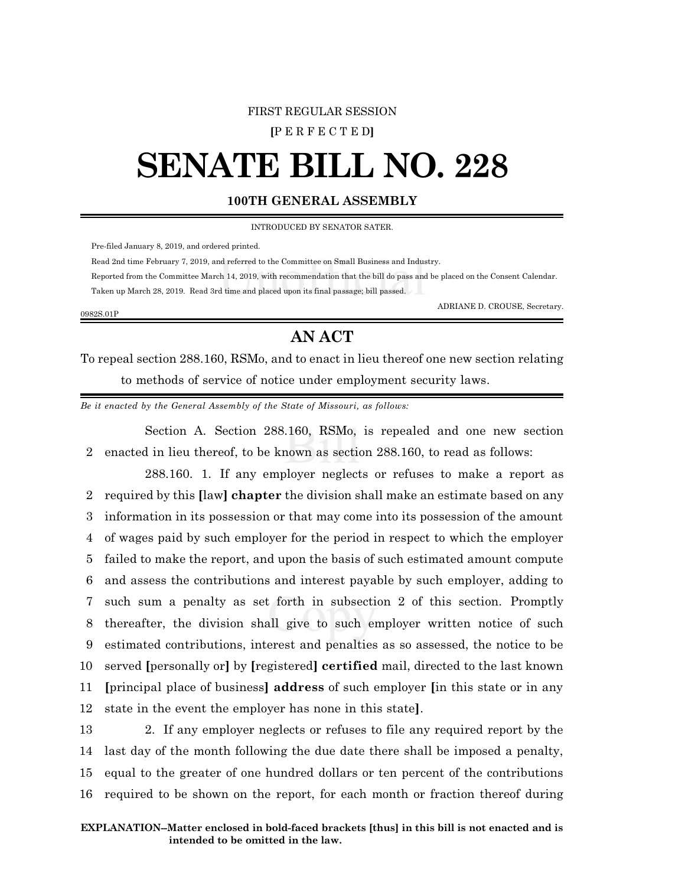FIRST REGULAR SESSION

**[**P E R F E C T E D**]**

# SENATE BILL NO. 228

**100TH GENERAL ASSEMBLY**

INTRODUCED BY SENATOR SATER.

Pre-filed January 8, 2019, and ordered printed.

Read 2nd time February 7, 2019, and referred to the Committee on Small Business and Industry.

Reported from the Committee March 14, 2019, with recommendation that the bill do pass and be placed on the Consent Calendar.

Taken up March 28, 2019. Read 3rd time and placed upon its final passage; bill passed.

ADRIANE D. CROUSE, Secretary.

0982S.01P

## AN ACT

To repeal section 288.160, RSMo, and to enact in lieu thereof one new section relating to methods of service of notice under employment security laws.

*Be it enacted by the General Assembly of the State of Missouri, as follows:*

Section A. Section 288.160, RSMo, is repealed and one new section enacted in lieu thereof, to be known as section 288.160, to read as follows:

288.160. 1. If any employer neglects or refuses to make a report as required by this **[**law**] chapter** the division shall make an estimate based on any information in its possession or that may come into its possession of the amount of wages paid by such employer for the period in respect to which the employer failed to make the report, and upon the basis of such estimated amount compute and assess the contributions and interest payable by such employer, adding to such sum a penalty as set forth in subsection 2 of this section. Promptly thereafter, the division shall give to such employer written notice of such estimated contributions, interest and penalties as so assessed, the notice to be served **[**personally or**]** by **[**registered**] certified** mail, directed to the last known **[**principal place of business**] address** of such employer **[**in this state or in any state in the event the employer has none in this state**]**.

2. If any employer neglects or refuses to file any required report by the last day of the month following the due date there shall be imposed a penalty, equal to the greater of one hundred dollars or ten percent of the contributions required to be shown on the report, for each month or fraction thereof during

**EXPLANATION–Matter enclosed in bold-faced brackets [thus] in this bill is not enacted and is intended to be omitted in the law.**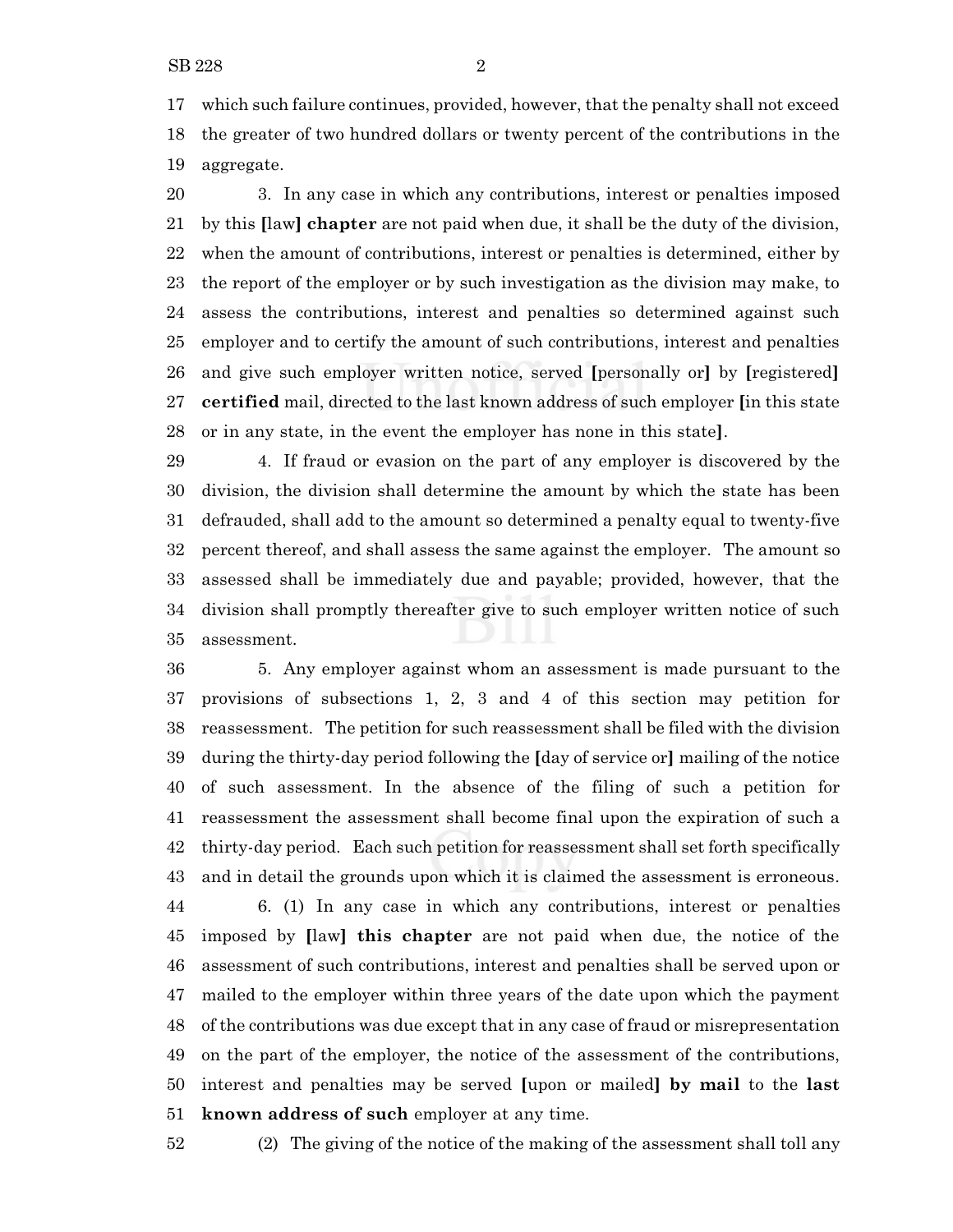which such failure continues, provided, however, that the penalty shall not exceed the greater of two hundred dollars or twenty percent of the contributions in the aggregate.

3. In any case in which any contributions, interest or penalties imposed by this [law] **chapter** are not paid when due, it shall be the duty of the division, when the amount of contributions, interest or penalties is determined, either by the report of the employer or by such investigation as the division may make, to assess the contributions, interest and penalties so determined against such employer and to certify the amount of such contributions, interest and penalties and give such employer written notice, served [personally or] by [registered] **certified** mail, directed to the last known address of such employer [in this state or in any state, in the event the employer has none in this state].

4. If fraud or evasion on the part of any employer is discovered by the division, the division shall determine the amount by which the state has been defrauded, shall add to the amount so determined a penalty equal to twenty-five percent thereof, and shall assess the same against the employer. The amount so assessed shall be immediately due and payable; provided, however, that the division shall promptly thereafter give to such employer written notice of such assessment.

5. Any employer against whom an assessment is made pursuant to the provisions of subsections 1, 2, 3 and 4 of this section may petition for reassessment. The petition for such reassessment shall be filed with the division during the thirty-day period following the [day of service or] mailing of the notice of such assessment. In the absence of the filing of such a petition for reassessment the assessment shall become final upon the expiration of such a thirty-day period. Each such petition for reassessment shall set forth specifically and in detail the grounds upon which it is claimed the assessment is erroneous.

6. (1) In any case in which any contributions, interest or penalties imposed by [law] **this chapter** are not paid when due, the notice of the assessment of such contributions, interest and penalties shall be served upon or mailed to the employer within three years of the date upon which the payment of the contributions was due except that in any case of fraud or misrepresentation on the part of the employer, the notice of the assessment of the contributions, interest and penalties may be served [upon or mailed] **by mail** to the **last known address of such** employer at any time.

(2) The giving of the notice of the making of the assessment shall toll any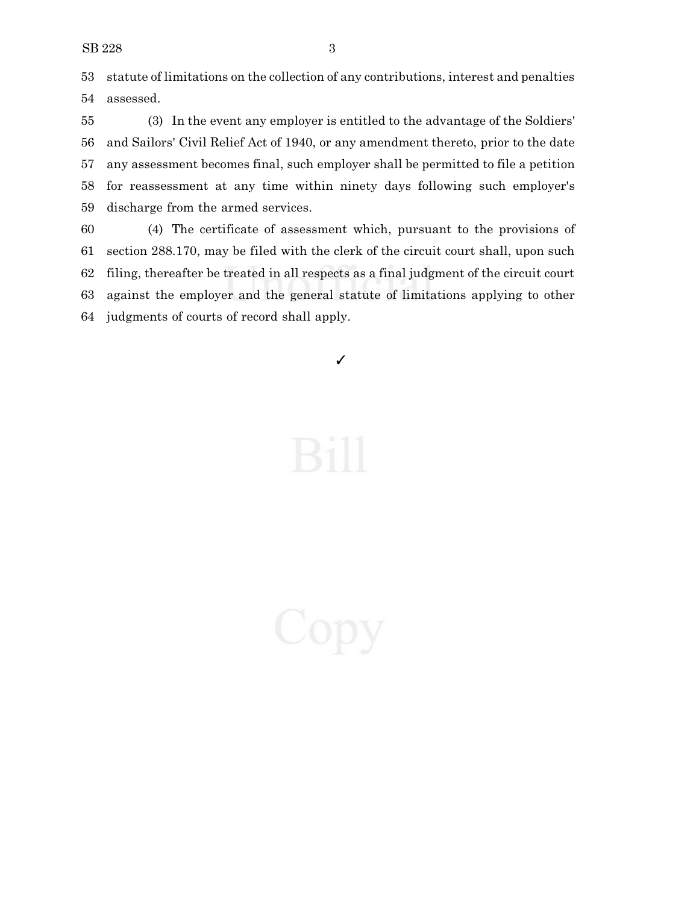statute of limitations on the collection of any contributions, interest and penalties assessed.

(3) In the event any employer is entitled to the advantage of the Soldiers' and Sailors' Civil Relief Act of 1940, or any amendment thereto, prior to the date any assessment becomes final, such employer shall be permitted to file a petition for reassessment at any time within ninety days following such employer's discharge from the armed services.

(4) The certificate of assessment which, pursuant to the provisions of section 288.170, may be filed with the clerk of the circuit court shall, upon such filing, thereafter be treated in all respects as a final judgment of the circuit court against the employer and the general statute of limitations applying to other judgments of courts of record shall apply.

✓